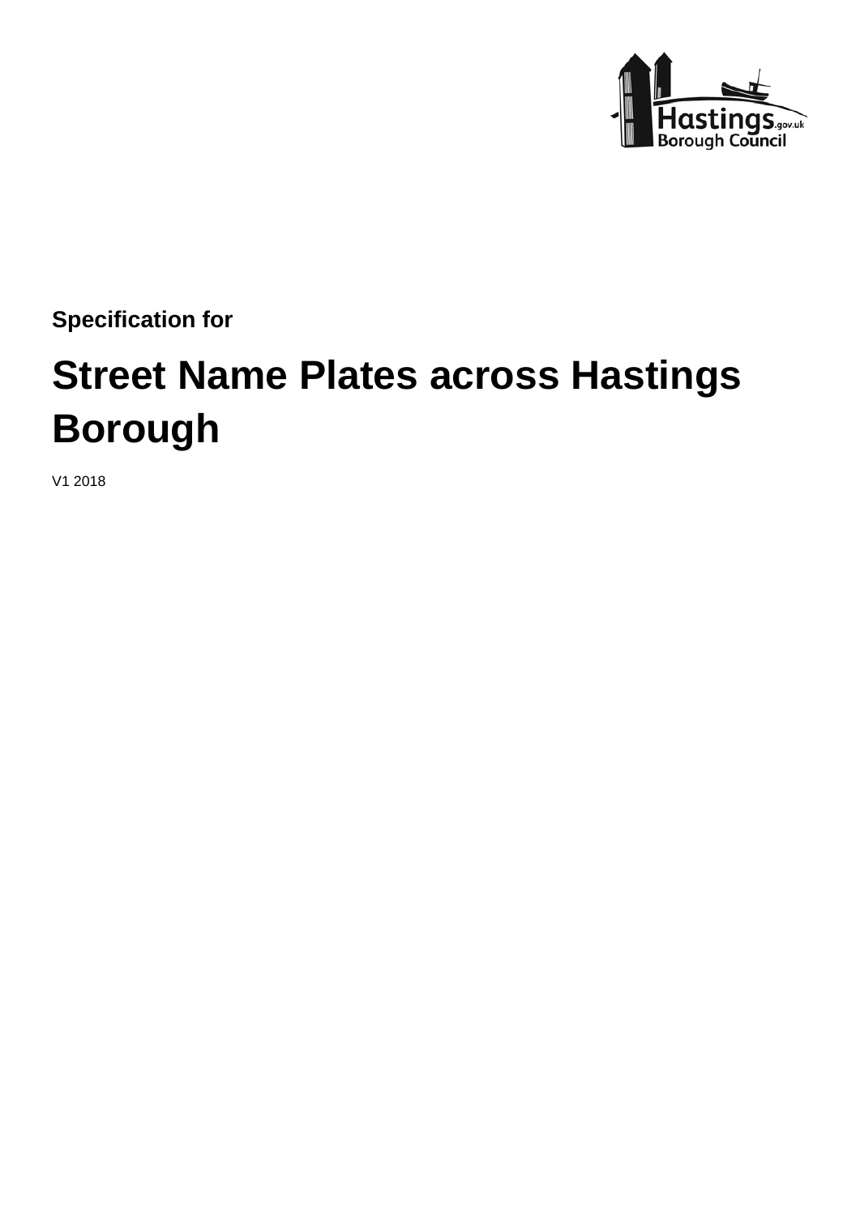**Specification for**

# Street Name Plates across Hastings Borough

V1 2018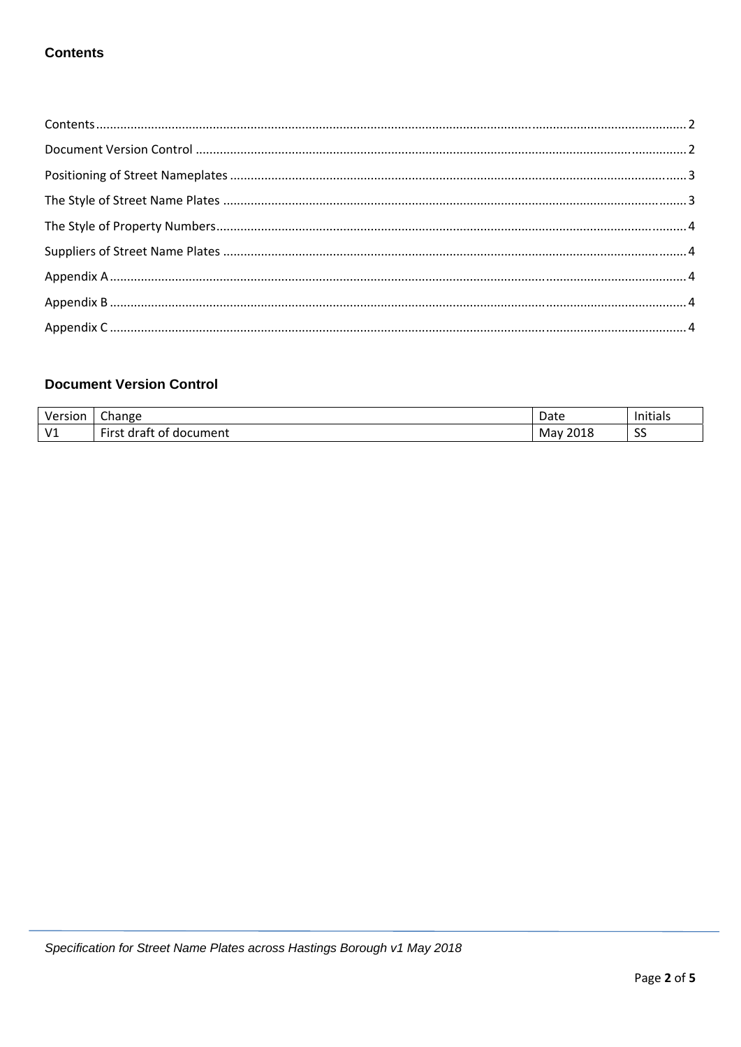## Contents

Contents ..................................................................................................................................... 2
Document Version Control ............................................................................................................ 2
Positioning of Street Nameplates .................................................................................................. 3
The Style of Street Name Plates .................................................................................................... 3
The Style of Property Numbers...................................................................................................... 4
Suppliers of Street Name Plates .................................................................................................... 4
Appendix A .................................................................................................................................... 4
Appendix B .................................................................................................................................... 4
Appendix C .................................................................................................................................... 4

## Document Version Control

| Version | Change | Date | Initials |
|---|---|---|---|
| V1 | First draft of document | May 2018 | SS |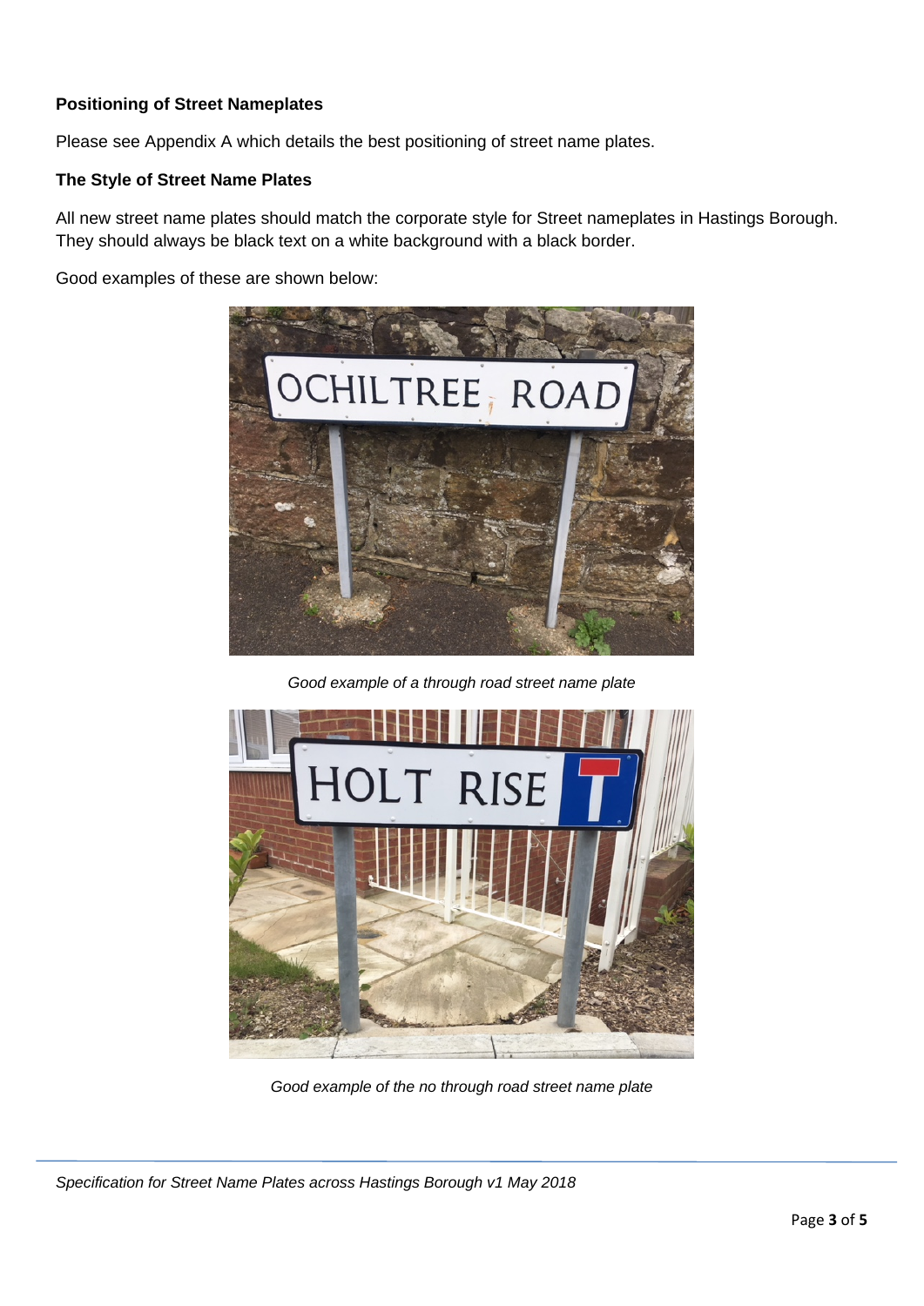**Positioning of Street Nameplates**

Please see Appendix A which details the best positioning of street name plates.

**The Style of Street Name Plates**

All new street name plates should match the corporate style for Street nameplates in Hastings Borough. They should always be black text on a white background with a black border.

Good examples of these are shown below:

*Good example of a through road street name plate*

*Good example of the no through road street name plate*

*Specification for Street Name Plates across Hastings Borough v1 May 2018*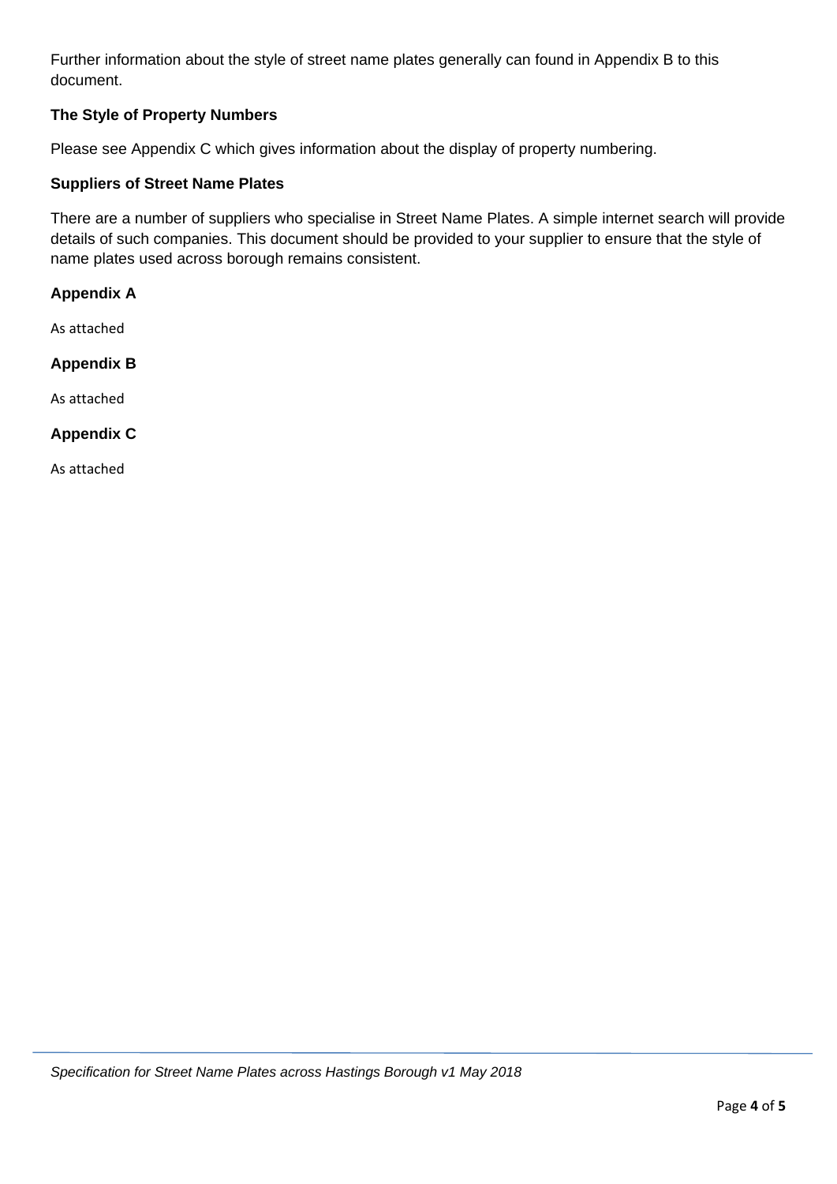Further information about the style of street name plates generally can found in Appendix B to this document.

### The Style of Property Numbers

Please see Appendix C which gives information about the display of property numbering.

### Suppliers of Street Name Plates

There are a number of suppliers who specialise in Street Name Plates. A simple internet search will provide details of such companies. This document should be provided to your supplier to ensure that the style of name plates used across borough remains consistent.

### Appendix A

As attached

### Appendix B

As attached

### Appendix C

As attached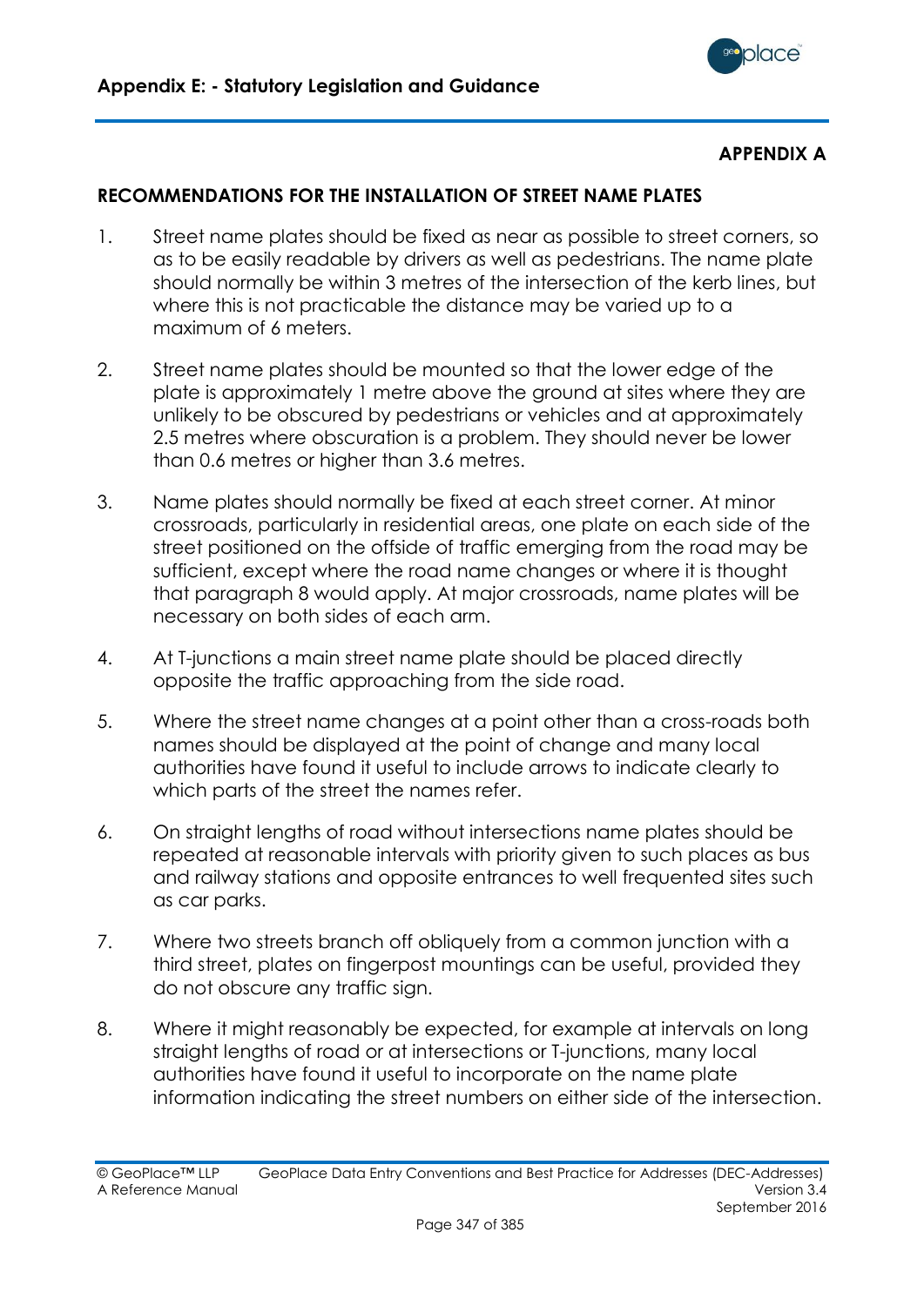**APPENDIX A**

## RECOMMENDATIONS FOR THE INSTALLATION OF STREET NAME PLATES

1. Street name plates should be fixed as near as possible to street corners, so as to be easily readable by drivers as well as pedestrians. The name plate should normally be within 3 metres of the intersection of the kerb lines, but where this is not practicable the distance may be varied up to a maximum of 6 meters.

2. Street name plates should be mounted so that the lower edge of the plate is approximately 1 metre above the ground at sites where they are unlikely to be obscured by pedestrians or vehicles and at approximately 2.5 metres where obscuration is a problem. They should never be lower than 0.6 metres or higher than 3.6 metres.

3. Name plates should normally be fixed at each street corner. At minor crossroads, particularly in residential areas, one plate on each side of the street positioned on the offside of traffic emerging from the road may be sufficient, except where the road name changes or where it is thought that paragraph 8 would apply. At major crossroads, name plates will be necessary on both sides of each arm.

4. At T-junctions a main street name plate should be placed directly opposite the traffic approaching from the side road.

5. Where the street name changes at a point other than a cross-roads both names should be displayed at the point of change and many local authorities have found it useful to include arrows to indicate clearly to which parts of the street the names refer.

6. On straight lengths of road without intersections name plates should be repeated at reasonable intervals with priority given to such places as bus and railway stations and opposite entrances to well frequented sites such as car parks.

7. Where two streets branch off obliquely from a common junction with a third street, plates on fingerpost mountings can be useful, provided they do not obscure any traffic sign.

8. Where it might reasonably be expected, for example at intervals on long straight lengths of road or at intersections or T-junctions, many local authorities have found it useful to incorporate on the name plate information indicating the street numbers on either side of the intersection.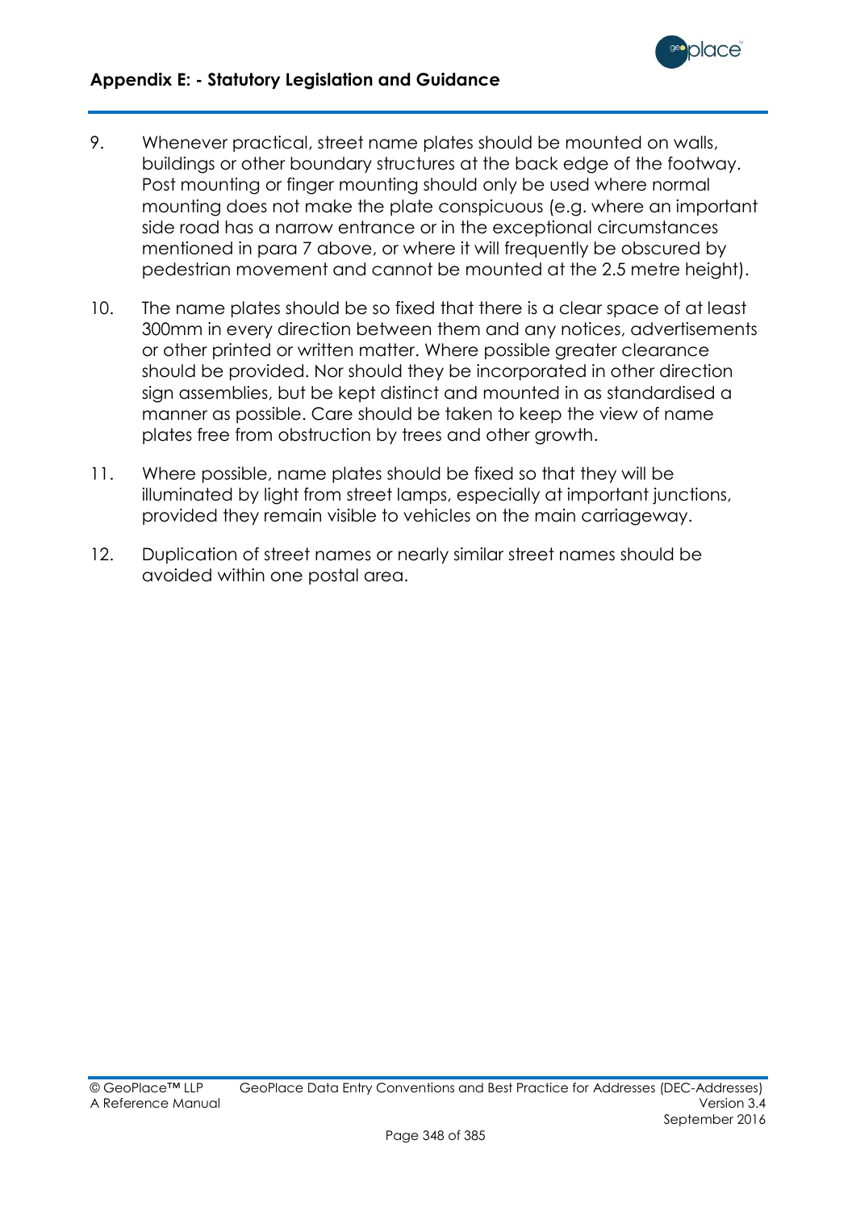9. Whenever practical, street name plates should be mounted on walls, buildings or other boundary structures at the back edge of the footway. Post mounting or finger mounting should only be used where normal mounting does not make the plate conspicuous (e.g. where an important side road has a narrow entrance or in the exceptional circumstances mentioned in para 7 above, or where it will frequently be obscured by pedestrian movement and cannot be mounted at the 2.5 metre height).

10. The name plates should be so fixed that there is a clear space of at least 300mm in every direction between them and any notices, advertisements or other printed or written matter. Where possible greater clearance should be provided. Nor should they be incorporated in other direction sign assemblies, but be kept distinct and mounted in as standardised a manner as possible. Care should be taken to keep the view of name plates free from obstruction by trees and other growth.

11. Where possible, name plates should be fixed so that they will be illuminated by light from street lamps, especially at important junctions, provided they remain visible to vehicles on the main carriageway.

12. Duplication of street names or nearly similar street names should be avoided within one postal area.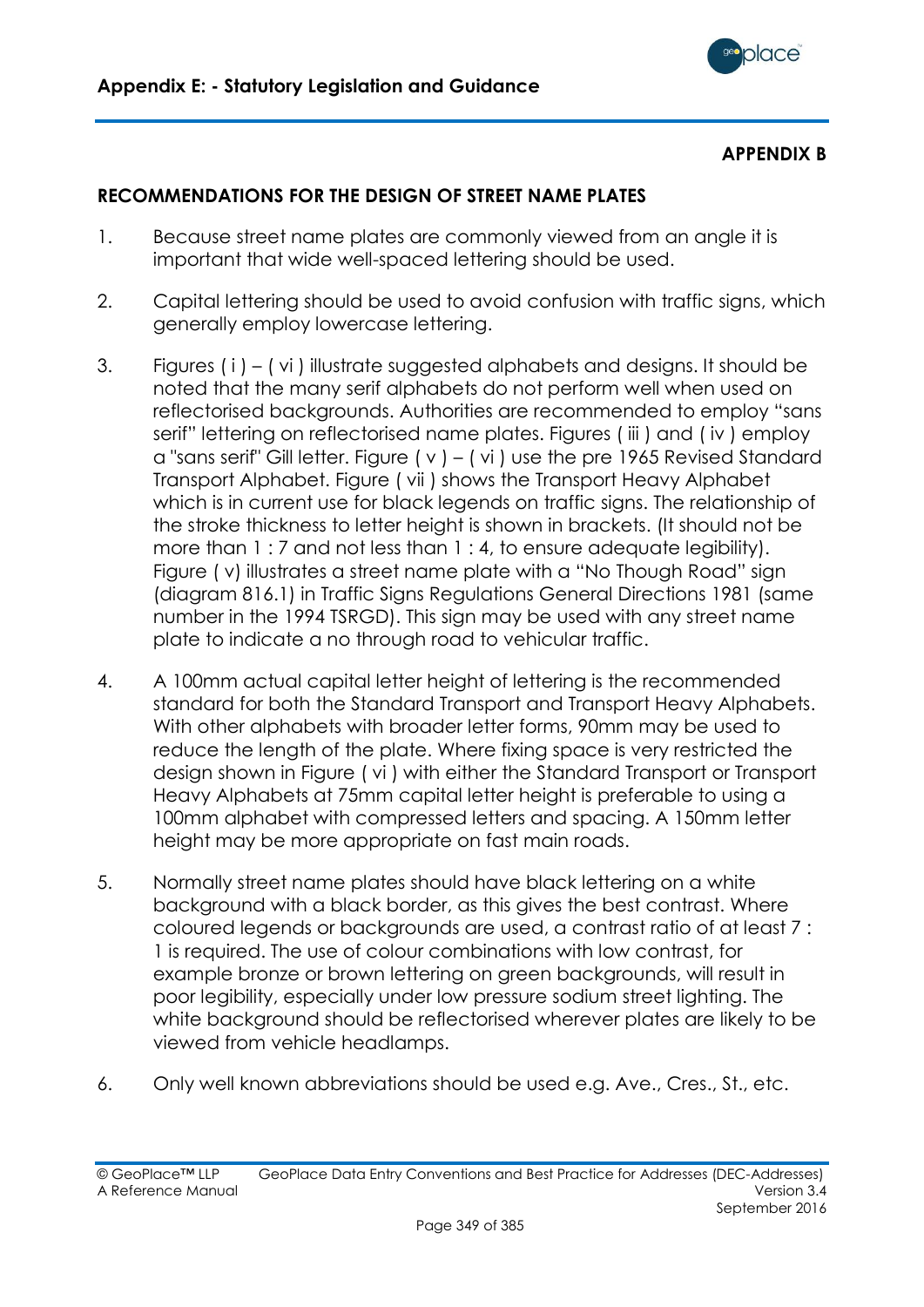**APPENDIX B**

## RECOMMENDATIONS FOR THE DESIGN OF STREET NAME PLATES

1. Because street name plates are commonly viewed from an angle it is important that wide well-spaced lettering should be used.

2. Capital lettering should be used to avoid confusion with traffic signs, which generally employ lowercase lettering.

3. Figures ( i ) – ( vi ) illustrate suggested alphabets and designs. It should be noted that the many serif alphabets do not perform well when used on reflectorised backgrounds. Authorities are recommended to employ “sans serif” lettering on reflectorised name plates. Figures ( iii ) and ( iv ) employ a "sans serif" Gill letter. Figure ( v ) – ( vi ) use the pre 1965 Revised Standard Transport Alphabet. Figure ( vii ) shows the Transport Heavy Alphabet which is in current use for black legends on traffic signs. The relationship of the stroke thickness to letter height is shown in brackets. (It should not be more than 1 : 7 and not less than 1 : 4, to ensure adequate legibility). Figure ( v) illustrates a street name plate with a “No Though Road” sign (diagram 816.1) in Traffic Signs Regulations General Directions 1981 (same number in the 1994 TSRGD). This sign may be used with any street name plate to indicate a no through road to vehicular traffic.

4. A 100mm actual capital letter height of lettering is the recommended standard for both the Standard Transport and Transport Heavy Alphabets. With other alphabets with broader letter forms, 90mm may be used to reduce the length of the plate. Where fixing space is very restricted the design shown in Figure ( vi ) with either the Standard Transport or Transport Heavy Alphabets at 75mm capital letter height is preferable to using a 100mm alphabet with compressed letters and spacing. A 150mm letter height may be more appropriate on fast main roads.

5. Normally street name plates should have black lettering on a white background with a black border, as this gives the best contrast. Where coloured legends or backgrounds are used, a contrast ratio of at least 7 : 1 is required. The use of colour combinations with low contrast, for example bronze or brown lettering on green backgrounds, will result in poor legibility, especially under low pressure sodium street lighting. The white background should be reflectorised wherever plates are likely to be viewed from vehicle headlamps.

6. Only well known abbreviations should be used e.g. Ave., Cres., St., etc.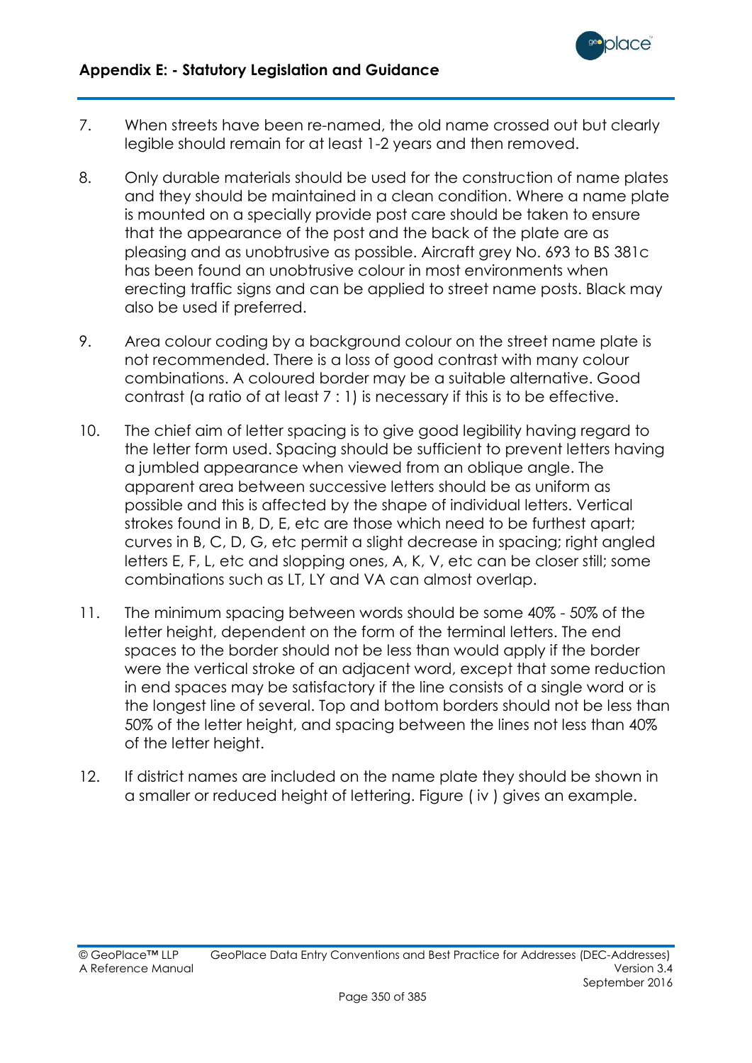7. When streets have been re-named, the old name crossed out but clearly legible should remain for at least 1-2 years and then removed.

8. Only durable materials should be used for the construction of name plates and they should be maintained in a clean condition. Where a name plate is mounted on a specially provide post care should be taken to ensure that the appearance of the post and the back of the plate are as pleasing and as unobtrusive as possible. Aircraft grey No. 693 to BS 381c has been found an unobtrusive colour in most environments when erecting traffic signs and can be applied to street name posts. Black may also be used if preferred.

9. Area colour coding by a background colour on the street name plate is not recommended. There is a loss of good contrast with many colour combinations. A coloured border may be a suitable alternative. Good contrast (a ratio of at least 7 : 1) is necessary if this is to be effective.

10. The chief aim of letter spacing is to give good legibility having regard to the letter form used. Spacing should be sufficient to prevent letters having a jumbled appearance when viewed from an oblique angle. The apparent area between successive letters should be as uniform as possible and this is affected by the shape of individual letters. Vertical strokes found in B, D, E, etc are those which need to be furthest apart; curves in B, C, D, G, etc permit a slight decrease in spacing; right angled letters E, F, L, etc and slopping ones, A, K, V, etc can be closer still; some combinations such as LT, LY and VA can almost overlap.

11. The minimum spacing between words should be some 40% - 50% of the letter height, dependent on the form of the terminal letters. The end spaces to the border should not be less than would apply if the border were the vertical stroke of an adjacent word, except that some reduction in end spaces may be satisfactory if the line consists of a single word or is the longest line of several. Top and bottom borders should not be less than 50% of the letter height, and spacing between the lines not less than 40% of the letter height.

12. If district names are included on the name plate they should be shown in a smaller or reduced height of lettering. Figure ( iv ) gives an example.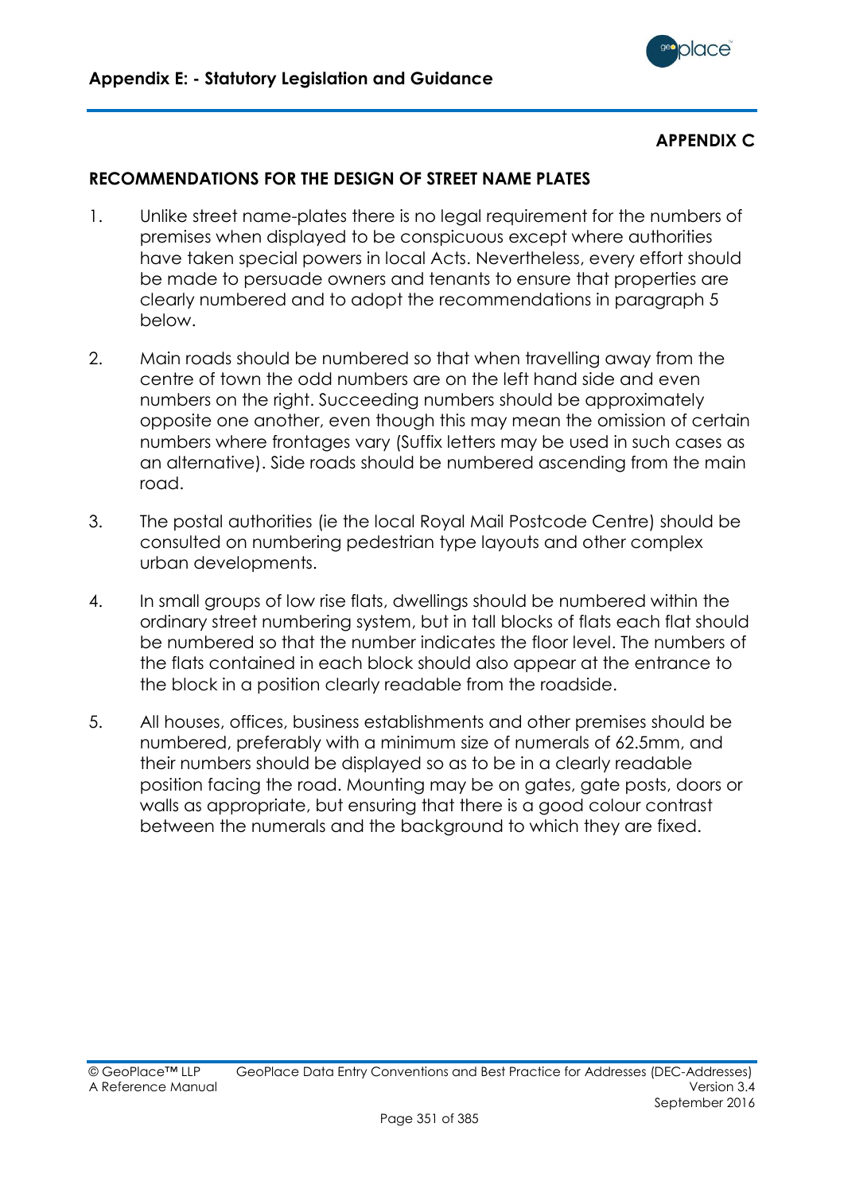**APPENDIX C**

## RECOMMENDATIONS FOR THE DESIGN OF STREET NAME PLATES

1. Unlike street name-plates there is no legal requirement for the numbers of premises when displayed to be conspicuous except where authorities have taken special powers in local Acts. Nevertheless, every effort should be made to persuade owners and tenants to ensure that properties are clearly numbered and to adopt the recommendations in paragraph 5 below.

2. Main roads should be numbered so that when travelling away from the centre of town the odd numbers are on the left hand side and even numbers on the right. Succeeding numbers should be approximately opposite one another, even though this may mean the omission of certain numbers where frontages vary (Suffix letters may be used in such cases as an alternative). Side roads should be numbered ascending from the main road.

3. The postal authorities (ie the local Royal Mail Postcode Centre) should be consulted on numbering pedestrian type layouts and other complex urban developments.

4. In small groups of low rise flats, dwellings should be numbered within the ordinary street numbering system, but in tall blocks of flats each flat should be numbered so that the number indicates the floor level. The numbers of the flats contained in each block should also appear at the entrance to the block in a position clearly readable from the roadside.

5. All houses, offices, business establishments and other premises should be numbered, preferably with a minimum size of numerals of 62.5mm, and their numbers should be displayed so as to be in a clearly readable position facing the road. Mounting may be on gates, gate posts, doors or walls as appropriate, but ensuring that there is a good colour contrast between the numerals and the background to which they are fixed.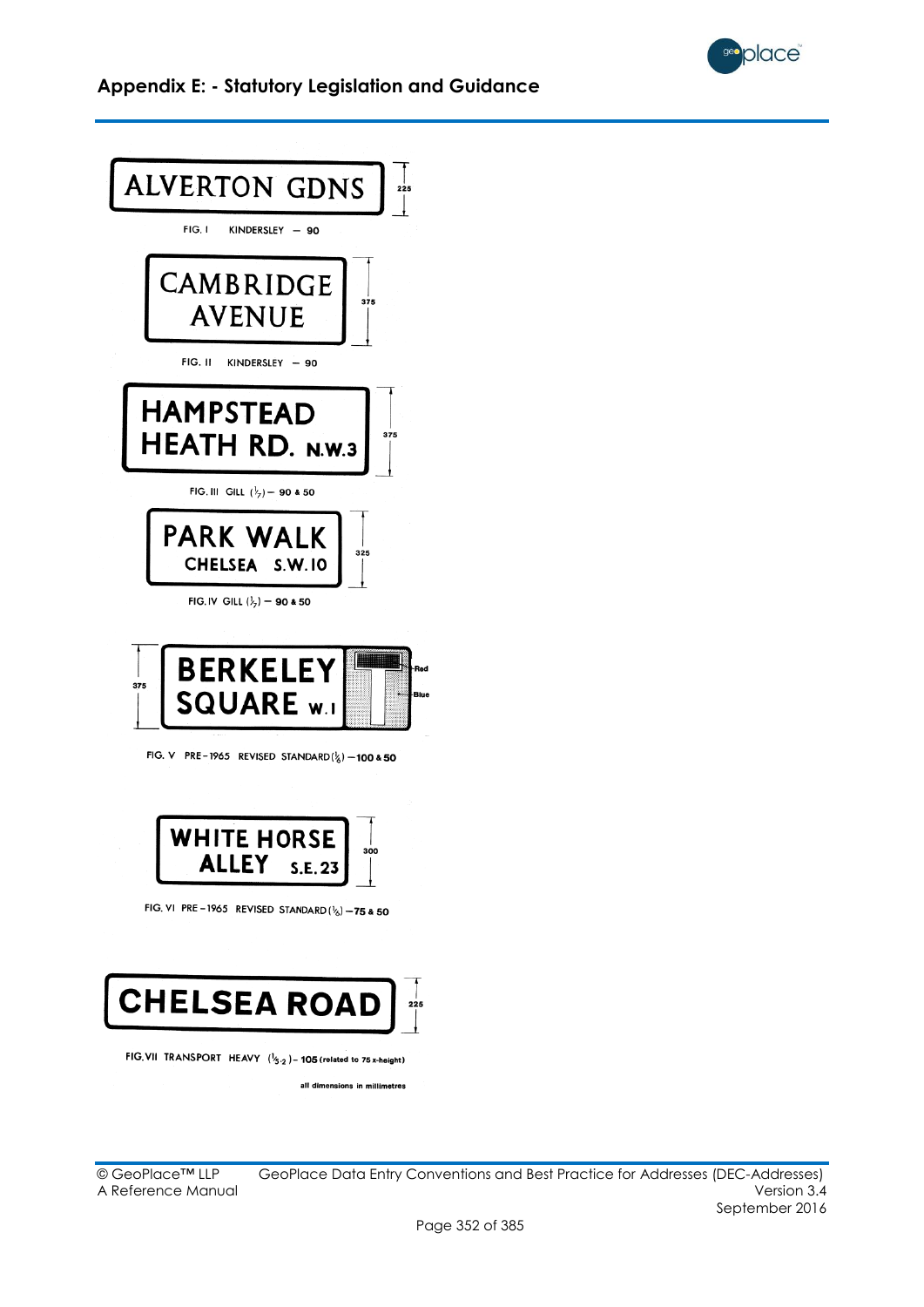## Appendix E: - Statutory Legislation and Guidance

ALVERTON GDNS

225

FIG. I KINDERSLEY — 90

CAMBRIDGE AVENUE

375

FIG. II KINDERSLEY — 90

HAMPSTEAD HEATH RD. N.W.3

375

FIG. III GILL ($^1/_7$) — 90 & 50

PARK WALK CHELSEA S.W.10

325

FIG. IV GILL ($^1/_7$) — 90 & 50

375

BERKELEY SQUARE W.1

Red

Blue

FIG. V PRE–1965 REVISED STANDARD ($^1/_6$) — 100 & 50

WHITE HORSE ALLEY S.E.23

300

FIG. VI PRE–1965 REVISED STANDARD ($^1/_6$) — 75 & 50

CHELSEA ROAD

225

FIG.VII TRANSPORT HEAVY ($^1/_{5.2}$) – 105 (related to 75 x-height)

all dimensions in millimetres